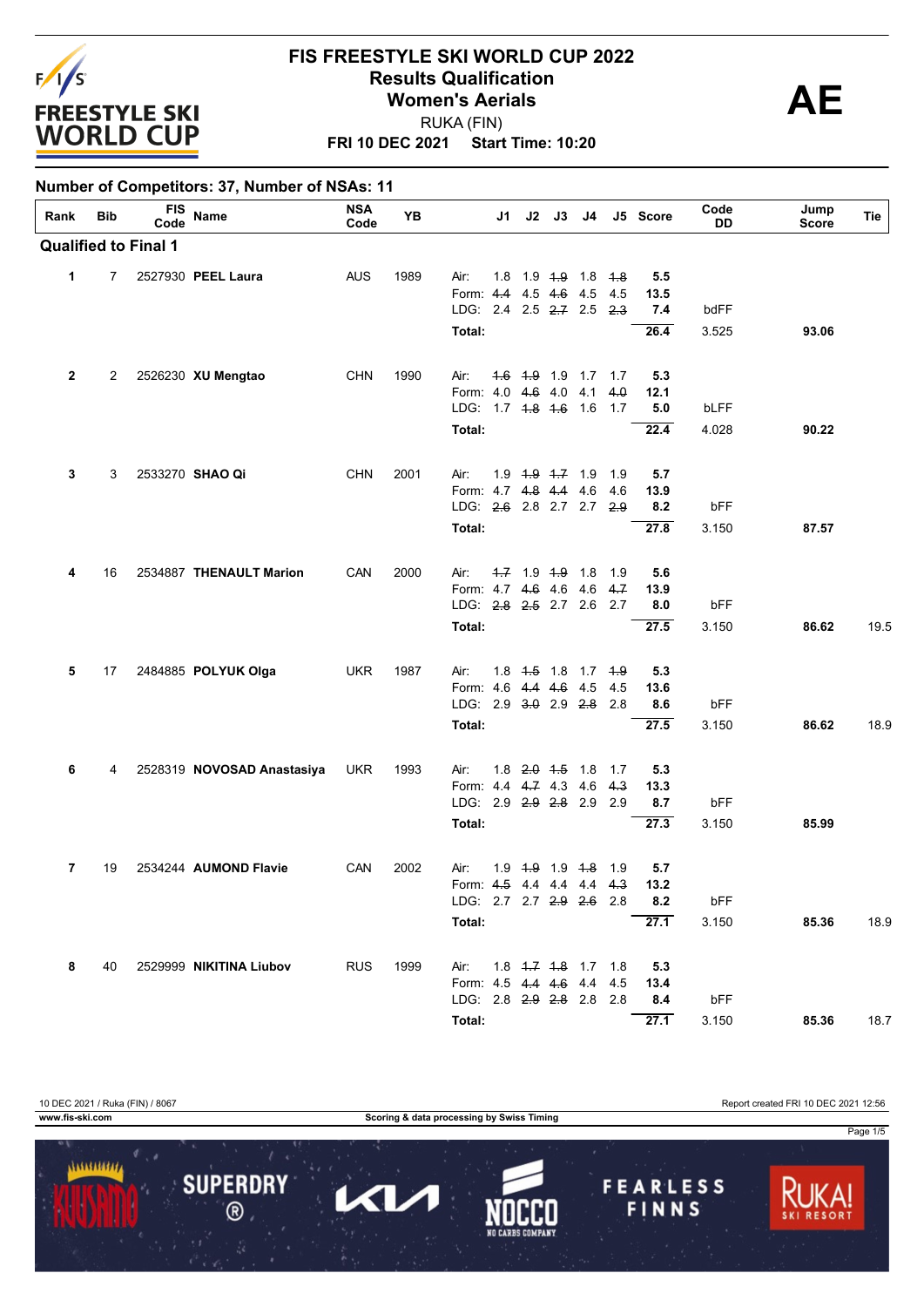# FIS FREESTYLE SKI WORLD CUP 2022

## Results Qualification

## Women's Aerials

RUKA (FIN)

**FRI 10 DEC 2021 Start Time: 10:20**

**AE**

**Number of Competitors: 37, Number of NSAs: 11**

| Rank | Bib | FIS Code | Name | NSA Code | YB | | J1 | J2 | J3 | J4 | J5 | Score | Code DD | Jump Score | Tie |
|---|---|---|---|---|---|---|---|---|---|---|---|---|---|---|---|
| **Qualified to Final 1** | | | | | | | | | | | | | | | |
| **1** | 7 | 2527930 | **PEEL Laura** | AUS | 1989 | Air: | 1.8 | 1.9 | ~~1.9~~ | 1.8 | ~~1.8~~ | **5.5** | | | |
| | | | | | | Form: | ~~4.4~~ | 4.5 | ~~4.6~~ | 4.5 | 4.5 | **13.5** | | | |
| | | | | | | LDG: | 2.4 | 2.5 | ~~2.7~~ | 2.5 | ~~2.3~~ | **7.4** | bdFF | | |
| | | | | | | **Total:** | | | | | | **26.4** | 3.525 | **93.06** | |
| **2** | 2 | 2526230 | **XU Mengtao** | CHN | 1990 | Air: | ~~1.6~~ | ~~1.9~~ | 1.9 | 1.7 | 1.7 | **5.3** | | | |
| | | | | | | Form: | 4.0 | ~~4.6~~ | 4.0 | 4.1 | ~~4.0~~ | **12.1** | | | |
| | | | | | | LDG: | 1.7 | ~~1.8~~ | ~~1.6~~ | 1.6 | 1.7 | **5.0** | bLFF | | |
| | | | | | | **Total:** | | | | | | **22.4** | 4.028 | **90.22** | |
| **3** | 3 | 2533270 | **SHAO Qi** | CHN | 2001 | Air: | 1.9 | ~~1.9~~ | ~~1.7~~ | 1.9 | 1.9 | **5.7** | | | |
| | | | | | | Form: | 4.7 | ~~4.8~~ | ~~4.4~~ | 4.6 | 4.6 | **13.9** | | | |
| | | | | | | LDG: | ~~2.6~~ | 2.8 | 2.7 | 2.7 | ~~2.9~~ | **8.2** | bFF | | |
| | | | | | | **Total:** | | | | | | **27.8** | 3.150 | **87.57** | |
| **4** | 16 | 2534887 | **THENAULT Marion** | CAN | 2000 | Air: | ~~1.7~~ | 1.9 | ~~1.9~~ | 1.8 | 1.9 | **5.6** | | | |
| | | | | | | Form: | 4.7 | ~~4.6~~ | 4.6 | 4.6 | ~~4.7~~ | **13.9** | | | |
| | | | | | | LDG: | ~~2.8~~ | ~~2.5~~ | 2.7 | 2.6 | 2.7 | **8.0** | bFF | | |
| | | | | | | **Total:** | | | | | | **27.5** | 3.150 | **86.62** | 19.5 |
| **5** | 17 | 2484885 | **POLYUK Olga** | UKR | 1987 | Air: | 1.8 | ~~1.5~~ | 1.8 | 1.7 | ~~1.9~~ | **5.3** | | | |
| | | | | | | Form: | 4.6 | ~~4.4~~ | ~~4.6~~ | 4.5 | 4.5 | **13.6** | | | |
| | | | | | | LDG: | 2.9 | ~~3.0~~ | 2.9 | ~~2.8~~ | 2.8 | **8.6** | bFF | | |
| | | | | | | **Total:** | | | | | | **27.5** | 3.150 | **86.62** | 18.9 |
| **6** | 4 | 2528319 | **NOVOSAD Anastasiya** | UKR | 1993 | Air: | 1.8 | ~~2.0~~ | ~~1.5~~ | 1.8 | 1.7 | **5.3** | | | |
| | | | | | | Form: | 4.4 | ~~4.7~~ | 4.3 | 4.6 | ~~4.3~~ | **13.3** | | | |
| | | | | | | LDG: | 2.9 | ~~2.9~~ | ~~2.8~~ | 2.9 | 2.9 | **8.7** | bFF | | |
| | | | | | | **Total:** | | | | | | **27.3** | 3.150 | **85.99** | |
| **7** | 19 | 2534244 | **AUMOND Flavie** | CAN | 2002 | Air: | 1.9 | ~~1.9~~ | 1.9 | ~~1.8~~ | 1.9 | **5.7** | | | |
| | | | | | | Form: | ~~4.5~~ | 4.4 | 4.4 | 4.4 | ~~4.3~~ | **13.2** | | | |
| | | | | | | LDG: | 2.7 | 2.7 | ~~2.9~~ | ~~2.6~~ | 2.8 | **8.2** | bFF | | |
| | | | | | | **Total:** | | | | | | **27.1** | 3.150 | **85.36** | 18.9 |
| **8** | 40 | 2529999 | **NIKITINA Liubov** | RUS | 1999 | Air: | 1.8 | ~~1.7~~ | ~~1.8~~ | 1.7 | 1.8 | **5.3** | | | |
| | | | | | | Form: | 4.5 | ~~4.4~~ | ~~4.6~~ | 4.4 | 4.5 | **13.4** | | | |
| | | | | | | LDG: | 2.8 | ~~2.9~~ | ~~2.8~~ | 2.8 | 2.8 | **8.4** | bFF | | |
| | | | | | | **Total:** | | | | | | **27.1** | 3.150 | **85.36** | 18.7 |

10 DEC 2021 / Ruka (FIN) / 8067 — Report created FRI 10 DEC 2021 12:56

www.fis-ski.com — Scoring & data processing by Swiss Timing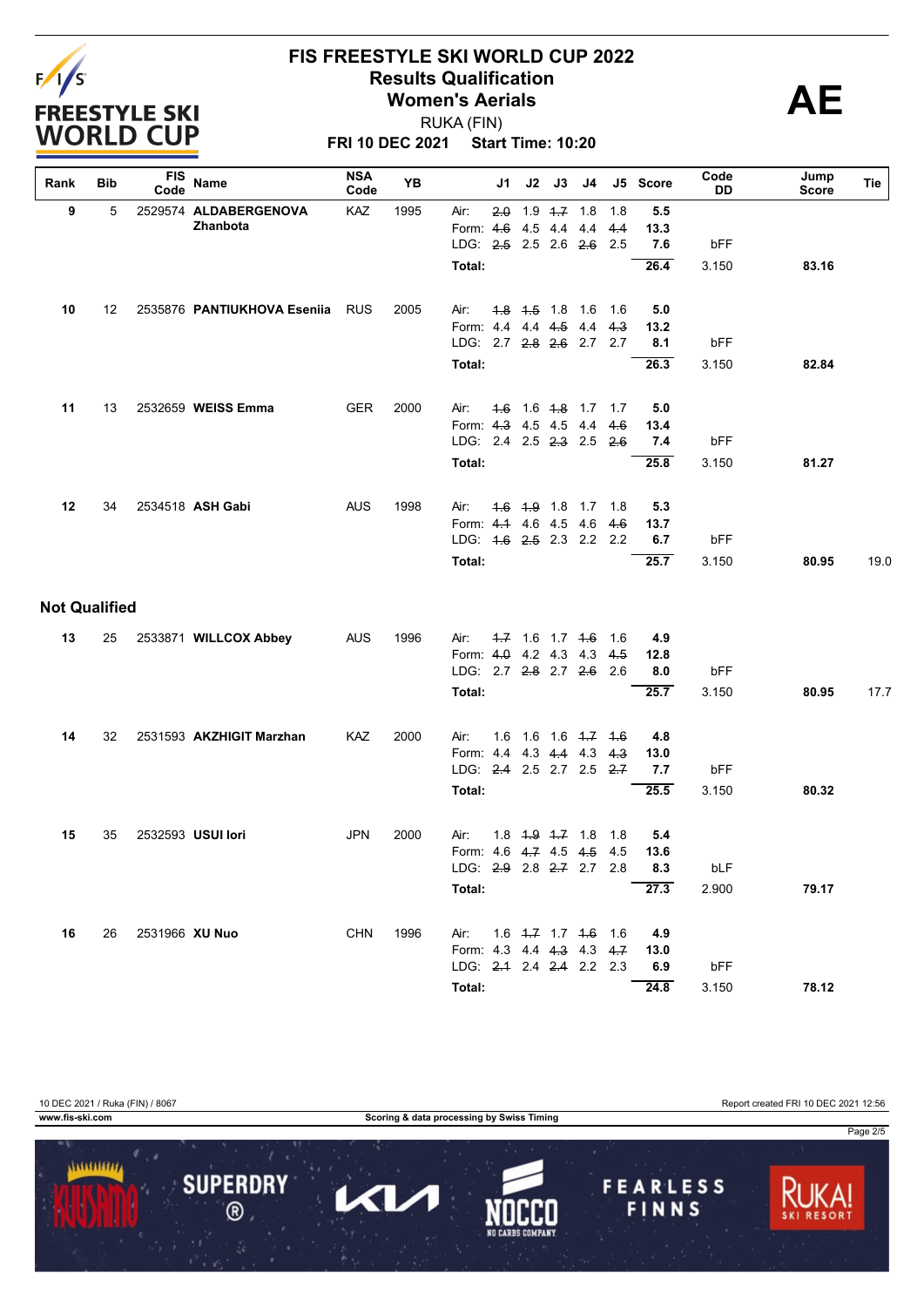# FIS FREESTYLE SKI WORLD CUP 2022

## Results Qualification

## Women's Aerials

RUKA (FIN)

**FRI 10 DEC 2021 Start Time: 10:20**

**AE**

| Rank | Bib | FIS Code | Name | NSA Code | YB | | J1 | J2 | J3 | J4 | J5 | Score | Code DD | Jump Score | Tie |
|---|---|---|---|---|---|---|---|---|---|---|---|---|---|---|---|
| 9 | 5 | 2529574 | **ALDABERGENOVA Zhanbota** | KAZ | 1995 | Air: | ~~2.0~~ | 1.9 | ~~1.7~~ | 1.8 | 1.8 | 5.5 | | | |
| | | | | | | Form: | ~~4.6~~ | 4.5 | 4.4 | 4.4 | ~~4.4~~ | 13.3 | | | |
| | | | | | | LDG: | ~~2.5~~ | 2.5 | 2.6 | ~~2.6~~ | 2.5 | 7.6 | bFF | | |
| | | | | | | **Total:** | | | | | | **26.4** | 3.150 | **83.16** | |
| 10 | 12 | 2535876 | **PANTIUKHOVA Eseniia** | RUS | 2005 | Air: | ~~1.8~~ | ~~1.5~~ | 1.8 | 1.6 | 1.6 | 5.0 | | | |
| | | | | | | Form: | 4.4 | 4.4 | ~~4.5~~ | 4.4 | ~~4.3~~ | 13.2 | | | |
| | | | | | | LDG: | 2.7 | ~~2.8~~ | ~~2.6~~ | 2.7 | 2.7 | 8.1 | bFF | | |
| | | | | | | **Total:** | | | | | | **26.3** | 3.150 | **82.84** | |
| 11 | 13 | 2532659 | **WEISS Emma** | GER | 2000 | Air: | ~~1.6~~ | 1.6 | ~~1.8~~ | 1.7 | 1.7 | 5.0 | | | |
| | | | | | | Form: | ~~4.3~~ | 4.5 | 4.5 | 4.4 | ~~4.6~~ | 13.4 | | | |
| | | | | | | LDG: | 2.4 | 2.5 | ~~2.3~~ | 2.5 | ~~2.6~~ | 7.4 | bFF | | |
| | | | | | | **Total:** | | | | | | **25.8** | 3.150 | **81.27** | |
| 12 | 34 | 2534518 | **ASH Gabi** | AUS | 1998 | Air: | ~~1.6~~ | ~~1.9~~ | 1.8 | 1.7 | 1.8 | 5.3 | | | |
| | | | | | | Form: | ~~4.1~~ | 4.6 | 4.5 | 4.6 | ~~4.6~~ | 13.7 | | | |
| | | | | | | LDG: | ~~1.6~~ | ~~2.5~~ | 2.3 | 2.2 | 2.2 | 6.7 | bFF | | |
| | | | | | | **Total:** | | | | | | **25.7** | 3.150 | **80.95** | 19.0 |

## Not Qualified

| Rank | Bib | FIS Code | Name | NSA Code | YB | | J1 | J2 | J3 | J4 | J5 | Score | Code DD | Jump Score | Tie |
|---|---|---|---|---|---|---|---|---|---|---|---|---|---|---|---|
| 13 | 25 | 2533871 | **WILLCOX Abbey** | AUS | 1996 | Air: | ~~1.7~~ | 1.6 | 1.7 | ~~1.6~~ | 1.6 | 4.9 | | | |
| | | | | | | Form: | ~~4.0~~ | 4.2 | 4.3 | 4.3 | ~~4.5~~ | 12.8 | | | |
| | | | | | | LDG: | 2.7 | ~~2.8~~ | 2.7 | ~~2.6~~ | 2.6 | 8.0 | bFF | | |
| | | | | | | **Total:** | | | | | | **25.7** | 3.150 | **80.95** | 17.7 |
| 14 | 32 | 2531593 | **AKZHIGIT Marzhan** | KAZ | 2000 | Air: | 1.6 | 1.6 | 1.6 | ~~1.7~~ | ~~1.6~~ | 4.8 | | | |
| | | | | | | Form: | 4.4 | 4.3 | ~~4.4~~ | 4.3 | ~~4.3~~ | 13.0 | | | |
| | | | | | | LDG: | ~~2.4~~ | 2.5 | 2.7 | 2.5 | ~~2.7~~ | 7.7 | bFF | | |
| | | | | | | **Total:** | | | | | | **25.5** | 3.150 | **80.32** | |
| 15 | 35 | 2532593 | **USUI Iori** | JPN | 2000 | Air: | 1.8 | ~~1.9~~ | ~~1.7~~ | 1.8 | 1.8 | 5.4 | | | |
| | | | | | | Form: | 4.6 | ~~4.7~~ | 4.5 | ~~4.5~~ | 4.5 | 13.6 | | | |
| | | | | | | LDG: | ~~2.9~~ | 2.8 | ~~2.7~~ | 2.7 | 2.8 | 8.3 | bLF | | |
| | | | | | | **Total:** | | | | | | **27.3** | 2.900 | **79.17** | |
| 16 | 26 | 2531966 | **XU Nuo** | CHN | 1996 | Air: | 1.6 | ~~1.7~~ | 1.7 | ~~1.6~~ | 1.6 | 4.9 | | | |
| | | | | | | Form: | 4.3 | 4.4 | ~~4.3~~ | 4.3 | ~~4.7~~ | 13.0 | | | |
| | | | | | | LDG: | ~~2.1~~ | 2.4 | ~~2.4~~ | 2.2 | 2.3 | 6.9 | bFF | | |
| | | | | | | **Total:** | | | | | | **24.8** | 3.150 | **78.12** | |

10 DEC 2021 / Ruka (FIN) / 8067 | Report created FRI 10 DEC 2021 12:56

www.fis-ski.com | Scoring & data processing by Swiss Timing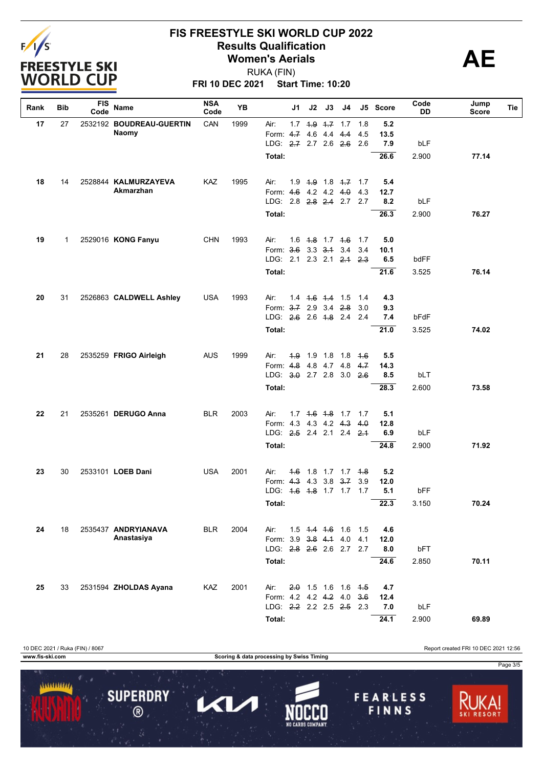# FIS FREESTYLE SKI WORLD CUP 2022

## Results Qualification

## Women's Aerials

RUKA (FIN)

**FRI 10 DEC 2021 Start Time: 10:20**

**AE**

| Rank | Bib | FIS Code | Name | NSA Code | YB | | J1 | J2 | J3 | J4 | J5 | Score | Code DD | Jump Score | Tie |
|---|---|---|---|---|---|---|---|---|---|---|---|---|---|---|---|
| 17 | 27 | 2532192 | BOUDREAU-GUERTIN Naomy | CAN | 1999 | Air: | 1.7 | ~~1.9~~ | ~~1.7~~ | 1.7 | 1.8 | 5.2 | | | |
| | | | | | | Form: | ~~4.7~~ | 4.6 | 4.4 | ~~4.4~~ | 4.5 | 13.5 | | | |
| | | | | | | LDG: | ~~2.7~~ | 2.7 | 2.6 | ~~2.6~~ | 2.6 | 7.9 | bLF | | |
| | | | | | | Total: | | | | | | 26.6 | 2.900 | 77.14 | |
| 18 | 14 | 2528844 | KALMURZAYEVA Akmarzhan | KAZ | 1995 | Air: | 1.9 | ~~1.9~~ | 1.8 | ~~1.7~~ | 1.7 | 5.4 | | | |
| | | | | | | Form: | ~~4.6~~ | 4.2 | 4.2 | ~~4.0~~ | 4.3 | 12.7 | | | |
| | | | | | | LDG: | 2.8 | ~~2.8~~ | ~~2.4~~ | 2.7 | 2.7 | 8.2 | bLF | | |
| | | | | | | Total: | | | | | | 26.3 | 2.900 | 76.27 | |
| 19 | 1 | 2529016 | KONG Fanyu | CHN | 1993 | Air: | 1.6 | ~~1.8~~ | 1.7 | ~~1.6~~ | 1.7 | 5.0 | | | |
| | | | | | | Form: | ~~3.6~~ | 3.3 | ~~3.1~~ | 3.4 | 3.4 | 10.1 | | | |
| | | | | | | LDG: | 2.1 | 2.3 | 2.1 | ~~2.1~~ | ~~2.3~~ | 6.5 | bdFF | | |
| | | | | | | Total: | | | | | | 21.6 | 3.525 | 76.14 | |
| 20 | 31 | 2526863 | CALDWELL Ashley | USA | 1993 | Air: | 1.4 | ~~1.6~~ | ~~1.4~~ | 1.5 | 1.4 | 4.3 | | | |
| | | | | | | Form: | ~~3.7~~ | 2.9 | 3.4 | ~~2.8~~ | 3.0 | 9.3 | | | |
| | | | | | | LDG: | ~~2.6~~ | 2.6 | ~~1.8~~ | 2.4 | 2.4 | 7.4 | bFdF | | |
| | | | | | | Total: | | | | | | 21.0 | 3.525 | 74.02 | |
| 21 | 28 | 2535259 | FRIGO Airleigh | AUS | 1999 | Air: | ~~1.9~~ | 1.9 | 1.8 | 1.8 | ~~1.6~~ | 5.5 | | | |
| | | | | | | Form: | ~~4.8~~ | 4.8 | 4.7 | 4.8 | ~~4.7~~ | 14.3 | | | |
| | | | | | | LDG: | ~~3.0~~ | 2.7 | 2.8 | 3.0 | ~~2.6~~ | 8.5 | bLT | | |
| | | | | | | Total: | | | | | | 28.3 | 2.600 | 73.58 | |
| 22 | 21 | 2535261 | DERUGO Anna | BLR | 2003 | Air: | 1.7 | ~~1.6~~ | ~~1.8~~ | 1.7 | 1.7 | 5.1 | | | |
| | | | | | | Form: | 4.3 | 4.3 | 4.2 | ~~4.3~~ | ~~4.0~~ | 12.8 | | | |
| | | | | | | LDG: | ~~2.5~~ | 2.4 | 2.1 | 2.4 | ~~2.1~~ | 6.9 | bLF | | |
| | | | | | | Total: | | | | | | 24.8 | 2.900 | 71.92 | |
| 23 | 30 | 2533101 | LOEB Dani | USA | 2001 | Air: | ~~1.6~~ | 1.8 | 1.7 | 1.7 | ~~1.8~~ | 5.2 | | | |
| | | | | | | Form: | ~~4.3~~ | 4.3 | 3.8 | ~~3.7~~ | 3.9 | 12.0 | | | |
| | | | | | | LDG: | ~~1.6~~ | ~~1.8~~ | 1.7 | 1.7 | 1.7 | 5.1 | bFF | | |
| | | | | | | Total: | | | | | | 22.3 | 3.150 | 70.24 | |
| 24 | 18 | 2535437 | ANDRYIANAVA Anastasiya | BLR | 2004 | Air: | 1.5 | ~~1.4~~ | ~~1.6~~ | 1.6 | 1.5 | 4.6 | | | |
| | | | | | | Form: | 3.9 | ~~3.8~~ | ~~4.1~~ | 4.0 | 4.1 | 12.0 | | | |
| | | | | | | LDG: | ~~2.8~~ | ~~2.6~~ | 2.6 | 2.7 | 2.7 | 8.0 | bFT | | |
| | | | | | | Total: | | | | | | 24.6 | 2.850 | 70.11 | |
| 25 | 33 | 2531594 | ZHOLDAS Ayana | KAZ | 2001 | Air: | ~~2.0~~ | 1.5 | 1.6 | 1.6 | ~~1.5~~ | 4.7 | | | |
| | | | | | | Form: | 4.2 | 4.2 | ~~4.2~~ | 4.0 | ~~3.6~~ | 12.4 | | | |
| | | | | | | LDG: | ~~2.2~~ | 2.2 | 2.5 | ~~2.5~~ | 2.3 | 7.0 | bLF | | |
| | | | | | | Total: | | | | | | 24.1 | 2.900 | 69.89 | |

10 DEC 2021 / Ruka (FIN) / 8067 — Report created FRI 10 DEC 2021 12:56

www.fis-ski.com — Scoring & data processing by Swiss Timing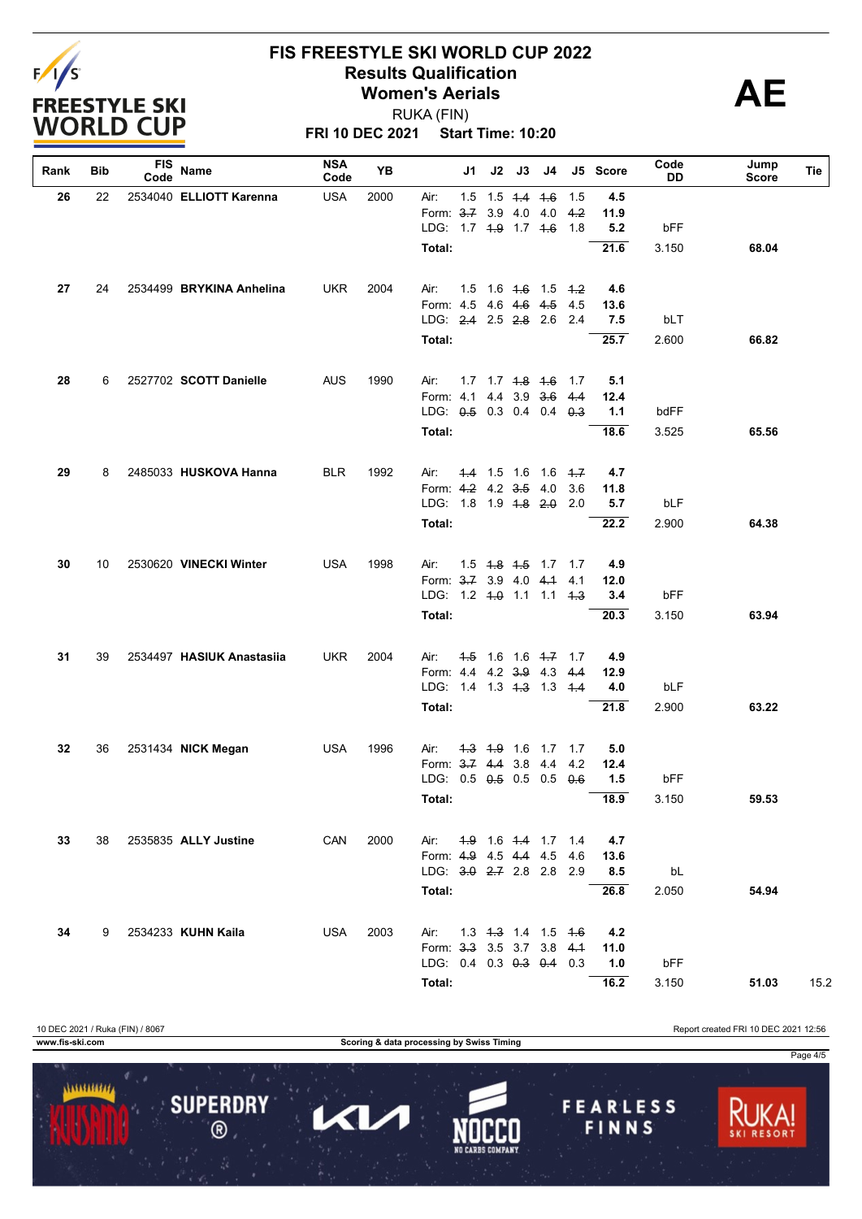# FIS FREESTYLE SKI WORLD CUP 2022

## Results Qualification

## Women's Aerials

RUKA (FIN)

**FRI 10 DEC 2021 Start Time: 10:20**

**AE**

| Rank | Bib | FIS Code | Name | NSA Code | YB | | J1 | J2 | J3 | J4 | J5 | Score | Code DD | Jump Score | Tie |
|---|---|---|---|---|---|---|---|---|---|---|---|---|---|---|---|
| 26 | 22 | 2534040 | ELLIOTT Karenna | USA | 2000 | Air: | 1.5 | 1.5 | ~~1.4~~ | ~~1.6~~ | 1.5 | 4.5 | | | |
| | | | | | | Form: | ~~3.7~~ | 3.9 | 4.0 | 4.0 | ~~4.2~~ | 11.9 | | | |
| | | | | | | LDG: | 1.7 | ~~1.9~~ | 1.7 | ~~1.6~~ | 1.8 | 5.2 | bFF | | |
| | | | | | | Total: | | | | | | 21.6 | 3.150 | 68.04 | |
| 27 | 24 | 2534499 | BRYKINA Anhelina | UKR | 2004 | Air: | 1.5 | 1.6 | ~~1.6~~ | 1.5 | ~~1.2~~ | 4.6 | | | |
| | | | | | | Form: | 4.5 | 4.6 | ~~4.6~~ | ~~4.5~~ | 4.5 | 13.6 | | | |
| | | | | | | LDG: | ~~2.4~~ | 2.5 | ~~2.8~~ | 2.6 | 2.4 | 7.5 | bLT | | |
| | | | | | | Total: | | | | | | 25.7 | 2.600 | 66.82 | |
| 28 | 6 | 2527702 | SCOTT Danielle | AUS | 1990 | Air: | 1.7 | 1.7 | ~~1.8~~ | ~~1.6~~ | 1.7 | 5.1 | | | |
| | | | | | | Form: | 4.1 | 4.4 | 3.9 | ~~3.6~~ | ~~4.4~~ | 12.4 | | | |
| | | | | | | LDG: | ~~0.5~~ | 0.3 | 0.4 | 0.4 | ~~0.3~~ | 1.1 | bdFF | | |
| | | | | | | Total: | | | | | | 18.6 | 3.525 | 65.56 | |
| 29 | 8 | 2485033 | HUSKOVA Hanna | BLR | 1992 | Air: | ~~1.4~~ | 1.5 | 1.6 | 1.6 | ~~1.7~~ | 4.7 | | | |
| | | | | | | Form: | ~~4.2~~ | 4.2 | ~~3.5~~ | 4.0 | 3.6 | 11.8 | | | |
| | | | | | | LDG: | 1.8 | 1.9 | ~~1.8~~ | ~~2.0~~ | 2.0 | 5.7 | bLF | | |
| | | | | | | Total: | | | | | | 22.2 | 2.900 | 64.38 | |
| 30 | 10 | 2530620 | VINECKI Winter | USA | 1998 | Air: | 1.5 | ~~1.8~~ | ~~1.5~~ | 1.7 | 1.7 | 4.9 | | | |
| | | | | | | Form: | ~~3.7~~ | 3.9 | 4.0 | ~~4.1~~ | 4.1 | 12.0 | | | |
| | | | | | | LDG: | 1.2 | ~~1.0~~ | 1.1 | 1.1 | ~~1.3~~ | 3.4 | bFF | | |
| | | | | | | Total: | | | | | | 20.3 | 3.150 | 63.94 | |
| 31 | 39 | 2534497 | HASIUK Anastasiia | UKR | 2004 | Air: | ~~1.5~~ | 1.6 | 1.6 | ~~1.7~~ | 1.7 | 4.9 | | | |
| | | | | | | Form: | 4.4 | 4.2 | ~~3.9~~ | 4.3 | ~~4.4~~ | 12.9 | | | |
| | | | | | | LDG: | 1.4 | 1.3 | ~~1.3~~ | 1.3 | ~~1.4~~ | 4.0 | bLF | | |
| | | | | | | Total: | | | | | | 21.8 | 2.900 | 63.22 | |
| 32 | 36 | 2531434 | NICK Megan | USA | 1996 | Air: | ~~1.3~~ | ~~1.9~~ | 1.6 | 1.7 | 1.7 | 5.0 | | | |
| | | | | | | Form: | ~~3.7~~ | ~~4.4~~ | 3.8 | 4.4 | 4.2 | 12.4 | | | |
| | | | | | | LDG: | 0.5 | ~~0.5~~ | 0.5 | 0.5 | ~~0.6~~ | 1.5 | bFF | | |
| | | | | | | Total: | | | | | | 18.9 | 3.150 | 59.53 | |
| 33 | 38 | 2535835 | ALLY Justine | CAN | 2000 | Air: | ~~1.9~~ | 1.6 | ~~1.4~~ | 1.7 | 1.4 | 4.7 | | | |
| | | | | | | Form: | ~~4.9~~ | 4.5 | ~~4.4~~ | 4.5 | 4.6 | 13.6 | | | |
| | | | | | | LDG: | ~~3.0~~ | ~~2.7~~ | 2.8 | 2.8 | 2.9 | 8.5 | bL | | |
| | | | | | | Total: | | | | | | 26.8 | 2.050 | 54.94 | |
| 34 | 9 | 2534233 | KUHN Kaila | USA | 2003 | Air: | 1.3 | ~~1.3~~ | 1.4 | 1.5 | ~~1.6~~ | 4.2 | | | |
| | | | | | | Form: | ~~3.3~~ | 3.5 | 3.7 | 3.8 | ~~4.1~~ | 11.0 | | | |
| | | | | | | LDG: | 0.4 | 0.3 | ~~0.3~~ | ~~0.4~~ | 0.3 | 1.0 | bFF | | |
| | | | | | | Total: | | | | | | 16.2 | 3.150 | 51.03 | 15.2 |

10 DEC 2021 / Ruka (FIN) / 8067 — Report created FRI 10 DEC 2021 12:56

www.fis-ski.com — Scoring & data processing by Swiss Timing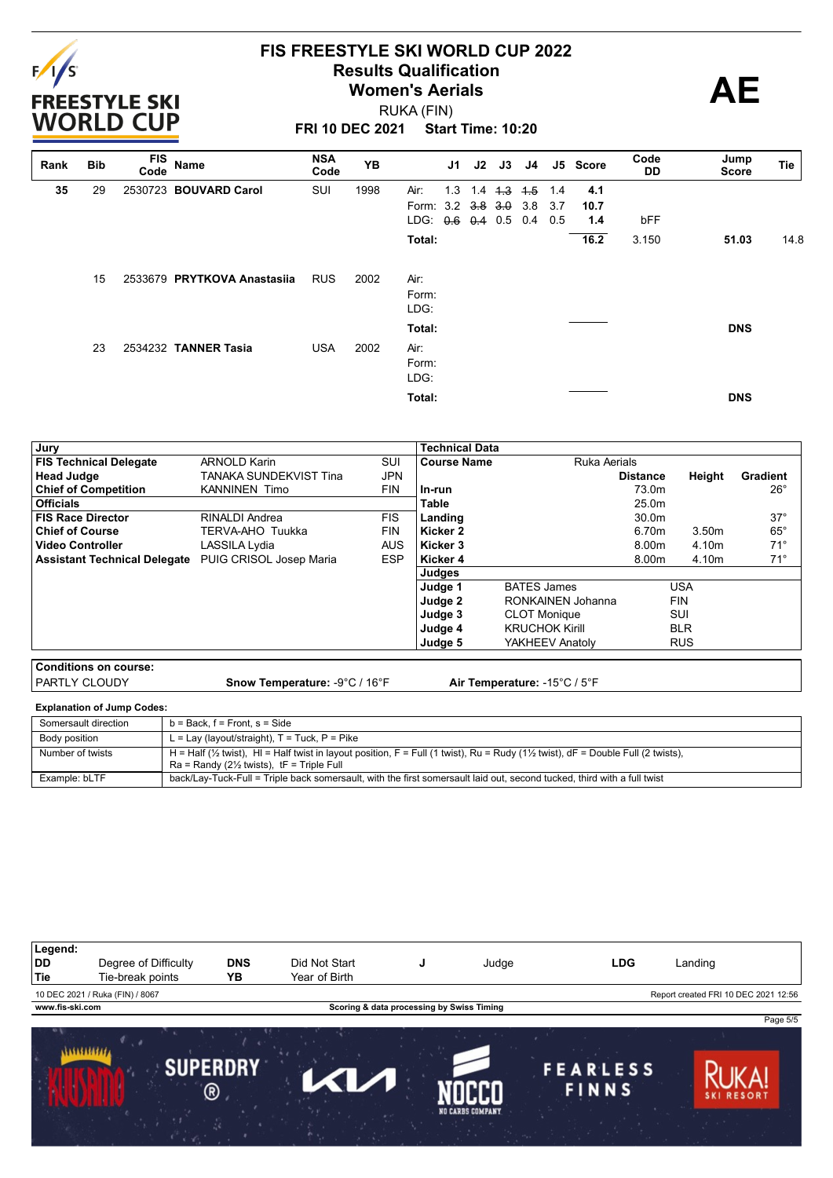# FIS FREESTYLE SKI WORLD CUP 2022

## Results Qualification

## Women's Aerials

RUKA (FIN)

**FRI 10 DEC 2021 Start Time: 10:20**

**AE**

| Rank | Bib | FIS Code | Name | NSA Code | YB | | J1 | J2 | J3 | J4 | J5 | Score | Code DD | Jump Score | Tie |
|---|---|---|---|---|---|---|---|---|---|---|---|---|---|---|---|
| 35 | 29 | 2530723 | **BOUVARD Carol** | SUI | 1998 | Air: | 1.3 | 1.4 | ~~1.3~~ | ~~1.5~~ | 1.4 | **4.1** | | | |
| | | | | | | Form: | 3.2 | ~~3.8~~ | ~~3.0~~ | 3.8 | 3.7 | **10.7** | | | |
| | | | | | | LDG: | ~~0.6~~ | ~~0.4~~ | 0.5 | 0.4 | 0.5 | **1.4** | bFF | | |
| | | | | | | **Total:** | | | | | | **16.2** | 3.150 | **51.03** | 14.8 |
| | 15 | 2533679 | **PRYTKOVA Anastasiia** | RUS | 2002 | Air: | | | | | | | | | |
| | | | | | | Form: | | | | | | | | | |
| | | | | | | LDG: | | | | | | | | | |
| | | | | | | **Total:** | | | | | | | | **DNS** | |
| | 23 | 2534232 | **TANNER Tasia** | USA | 2002 | Air: | | | | | | | | | |
| | | | | | | Form: | | | | | | | | | |
| | | | | | | LDG: | | | | | | | | | |
| | | | | | | **Total:** | | | | | | | | **DNS** | |

| Jury | | |
|---|---|---|
| **FIS Technical Delegate** | ARNOLD Karin | SUI |
| **Head Judge** | TANAKA SUNDEKVIST Tina | JPN |
| **Chief of Competition** | KANNINEN Timo | FIN |
| **Officials** | | |
| **FIS Race Director** | RINALDI Andrea | FIS |
| **Chief of Course** | TERVA-AHO Tuukka | FIN |
| **Video Controller** | LASSILA Lydia | AUS |
| **Assistant Technical Delegate** | PUIG CRISOL Josep Maria | ESP |

| Technical Data | | | |
|---|---|---|---|
| **Course Name** | Ruka Aerials | | |
| | **Distance** | **Height** | **Gradient** |
| **In-run** | 73.0m | | 26° |
| **Table** | 25.0m | | |
| **Landing** | 30.0m | | 37° |
| **Kicker 2** | 6.70m | 3.50m | 65° |
| **Kicker 3** | 8.00m | 4.10m | 71° |
| **Kicker 4** | 8.00m | 4.10m | 71° |

| Judges | | |
|---|---|---|
| **Judge 1** | BATES James | USA |
| **Judge 2** | RONKAINEN Johanna | FIN |
| **Judge 3** | CLOT Monique | SUI |
| **Judge 4** | KRUCHOK Kirill | BLR |
| **Judge 5** | YAKHEEV Anatoly | RUS |

**Conditions on course:**
PARTLY CLOUDY **Snow Temperature:** -9°C / 16°F **Air Temperature:** -15°C / 5°F

**Explanation of Jump Codes:**

| | |
|---|---|
| Somersault direction | b = Back, f = Front, s = Side |
| Body position | L = Lay (layout/straight), T = Tuck, P = Pike |
| Number of twists | H = Half (½ twist), Hl = Half twist in layout position, F = Full (1 twist), Ru = Rudy (1½ twist), dF = Double Full (2 twists), Ra = Randy (2½ twists), tF = Triple Full |
| Example: bLTF | back/Lay-Tuck-Full = Triple back somersault, with the first somersault laid out, second tucked, third with a full twist |

| Legend: | | | | | | | |
|---|---|---|---|---|---|---|---|
| **DD** | Degree of Difficulty | **DNS** | Did Not Start | **J** | Judge | **LDG** | Landing |
| **Tie** | Tie-break points | **YB** | Year of Birth | | | | |

10 DEC 2021 / Ruka (FIN) / 8067 Report created FRI 10 DEC 2021 12:56

www.fis-ski.com **Scoring & data processing by Swiss Timing**